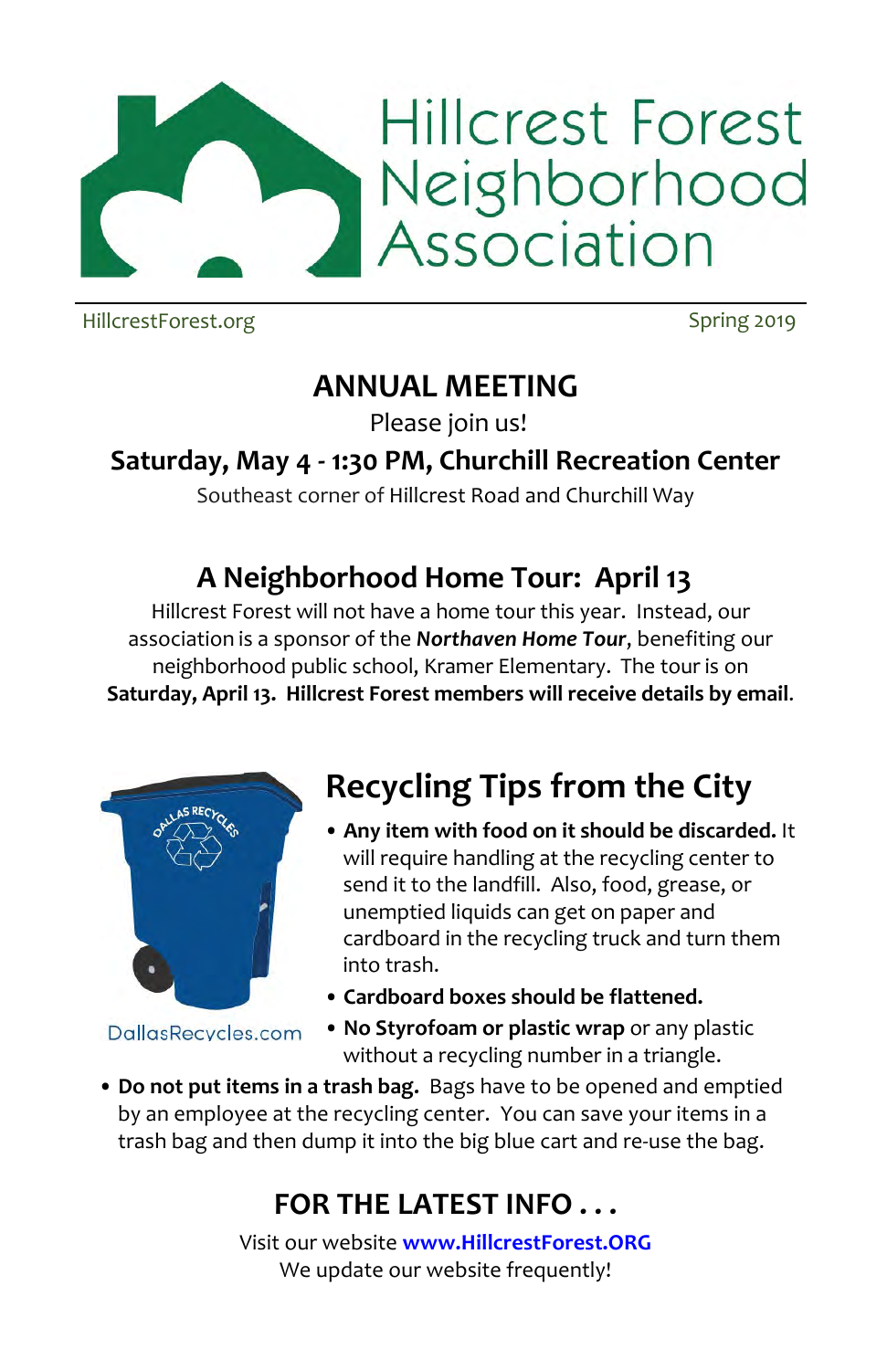# Hillcrest Forest Neighborhood Association

HillcrestForest.org　　　　Spring 2019

## ANNUAL MEETING

Please join us!

**Saturday, May 4 - 1:30 PM, Churchill Recreation Center**

Southeast corner of Hillcrest Road and Churchill Way

## A Neighborhood Home Tour: April 13

Hillcrest Forest will not have a home tour this year. Instead, our association is a sponsor of the ***Northaven Home Tour***, benefiting our neighborhood public school, Kramer Elementary. The tour is on **Saturday, April 13. Hillcrest Forest members will receive details by email**.

DallasRecycles.com

## Recycling Tips from the City

- **Any item with food on it should be discarded.** It will require handling at the recycling center to send it to the landfill. Also, food, grease, or unemptied liquids can get on paper and cardboard in the recycling truck and turn them into trash.
- **Cardboard boxes should be flattened.**
- **No Styrofoam or plastic wrap** or any plastic without a recycling number in a triangle.
- **Do not put items in a trash bag.** Bags have to be opened and emptied by an employee at the recycling center. You can save your items in a trash bag and then dump it into the big blue cart and re-use the bag.

## FOR THE LATEST INFO . . .

Visit our website **www.HillcrestForest.ORG**

We update our website frequently!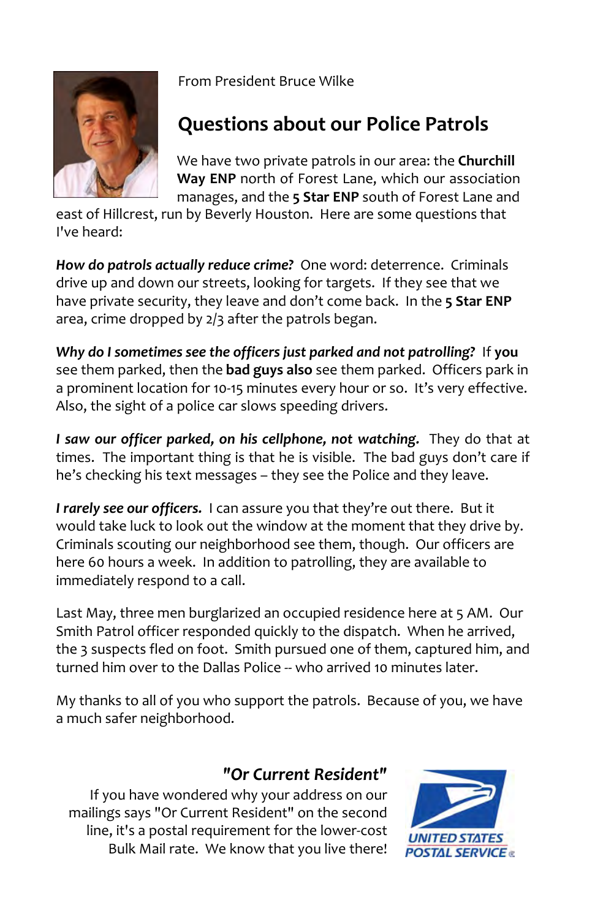From President Bruce Wilke

## Questions about our Police Patrols

We have two private patrols in our area: the **Churchill Way ENP** north of Forest Lane, which our association manages, and the **5 Star ENP** south of Forest Lane and east of Hillcrest, run by Beverly Houston. Here are some questions that I've heard:

***How do patrols actually reduce crime?*** One word: deterrence. Criminals drive up and down our streets, looking for targets. If they see that we have private security, they leave and don't come back. In the **5 Star ENP** area, crime dropped by 2/3 after the patrols began.

***Why do I sometimes see the officers just parked and not patrolling?*** If **you** see them parked, then the **bad guys also** see them parked. Officers park in a prominent location for 10-15 minutes every hour or so. It's very effective. Also, the sight of a police car slows speeding drivers.

***I saw our officer parked, on his cellphone, not watching.*** They do that at times. The important thing is that he is visible. The bad guys don't care if he's checking his text messages – they see the Police and they leave.

***I rarely see our officers.*** I can assure you that they're out there. But it would take luck to look out the window at the moment that they drive by. Criminals scouting our neighborhood see them, though. Our officers are here 60 hours a week. In addition to patrolling, they are available to immediately respond to a call.

Last May, three men burglarized an occupied residence here at 5 AM. Our Smith Patrol officer responded quickly to the dispatch. When he arrived, the 3 suspects fled on foot. Smith pursued one of them, captured him, and turned him over to the Dallas Police -- who arrived 10 minutes later.

My thanks to all of you who support the patrols. Because of you, we have a much safer neighborhood.

### *"Or Current Resident"*

If you have wondered why your address on our mailings says "Or Current Resident" on the second line, it's a postal requirement for the lower-cost Bulk Mail rate. We know that you live there!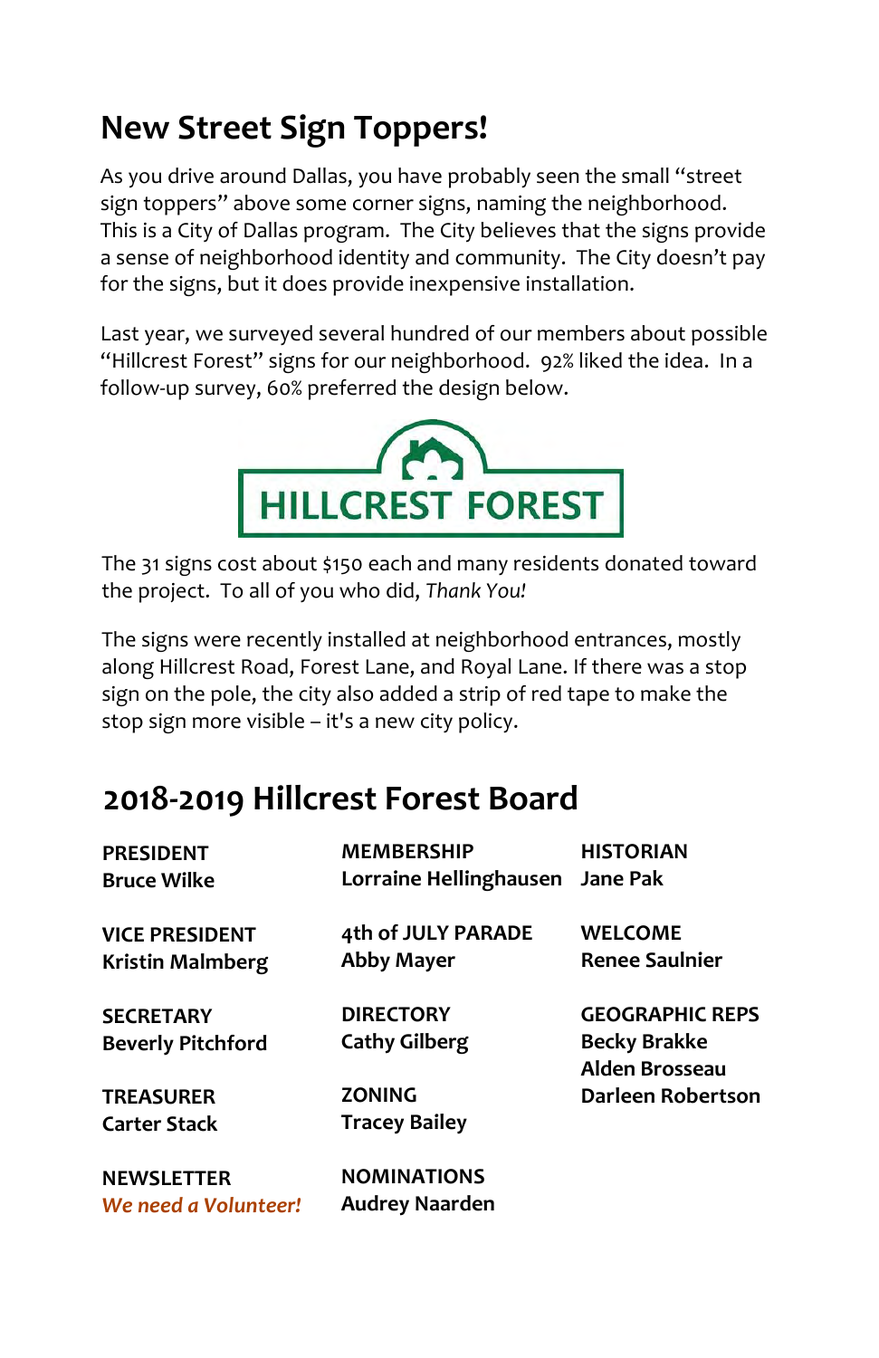## New Street Sign Toppers!

As you drive around Dallas, you have probably seen the small "street sign toppers" above some corner signs, naming the neighborhood. This is a City of Dallas program. The City believes that the signs provide a sense of neighborhood identity and community. The City doesn't pay for the signs, but it does provide inexpensive installation.

Last year, we surveyed several hundred of our members about possible "Hillcrest Forest" signs for our neighborhood. 92% liked the idea. In a follow-up survey, 60% preferred the design below.

HILLCREST FOREST

The 31 signs cost about $150 each and many residents donated toward the project. To all of you who did, *Thank You!*

The signs were recently installed at neighborhood entrances, mostly along Hillcrest Road, Forest Lane, and Royal Lane. If there was a stop sign on the pole, the city also added a strip of red tape to make the stop sign more visible – it's a new city policy.

## 2018-2019 Hillcrest Forest Board

**PRESIDENT**
**Bruce Wilke**

**VICE PRESIDENT**
**Kristin Malmberg**

**SECRETARY**
**Beverly Pitchford**

**TREASURER**
**Carter Stack**

**NEWSLETTER**
***We need a Volunteer!***

**MEMBERSHIP**
**Lorraine Hellinghausen**

**4th of JULY PARADE**
**Abby Mayer**

**DIRECTORY**
**Cathy Gilberg**

**ZONING**
**Tracey Bailey**

**NOMINATIONS**
**Audrey Naarden**

**HISTORIAN**
**Jane Pak**

**WELCOME**
**Renee Saulnier**

**GEOGRAPHIC REPS**
**Becky Brakke**
**Alden Brosseau**
**Darleen Robertson**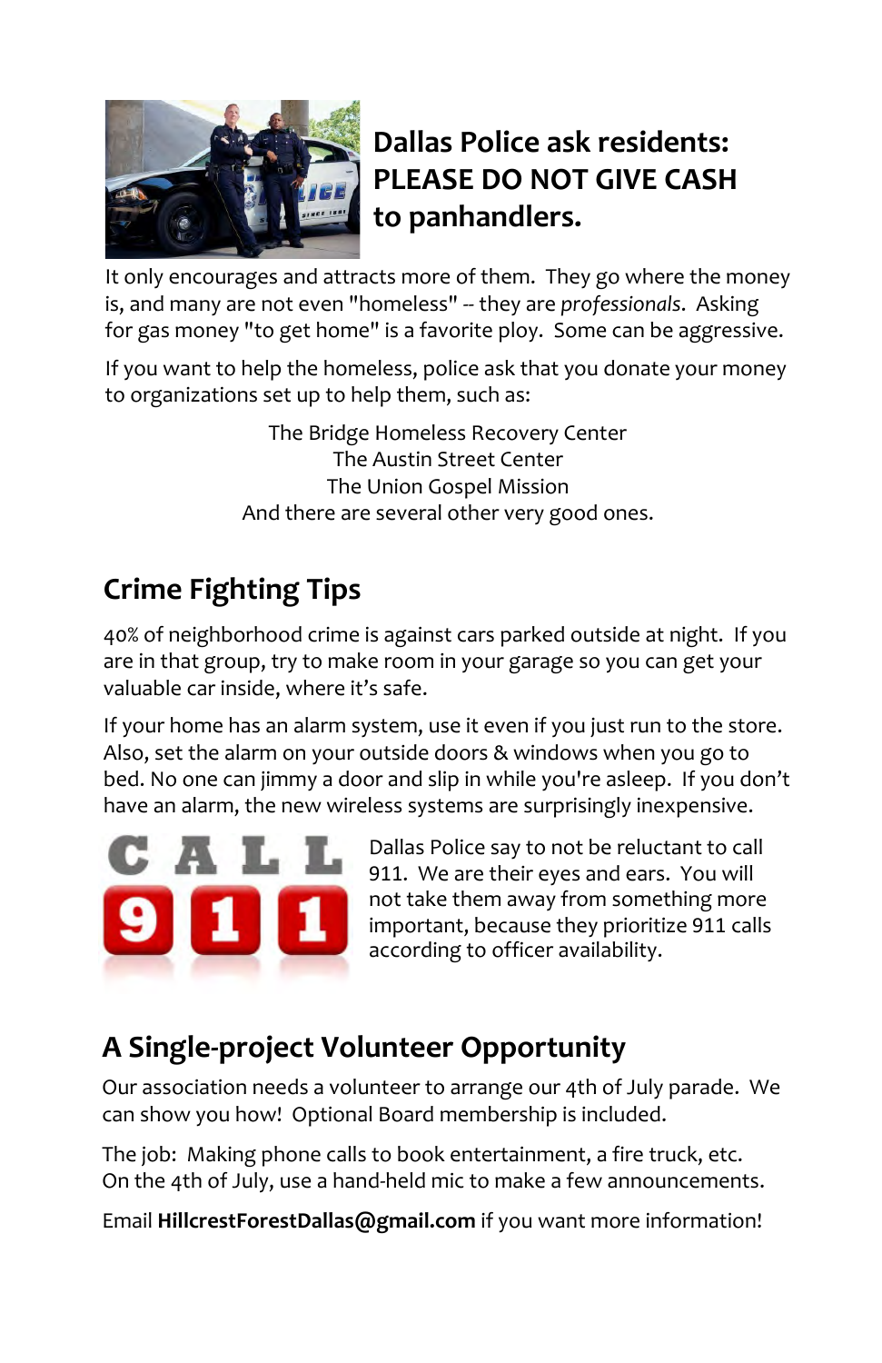## Dallas Police ask residents: PLEASE DO NOT GIVE CASH to panhandlers.

It only encourages and attracts more of them. They go where the money is, and many are not even "homeless" -- they are *professionals*. Asking for gas money "to get home" is a favorite ploy. Some can be aggressive.

If you want to help the homeless, police ask that you donate your money to organizations set up to help them, such as:

The Bridge Homeless Recovery Center
The Austin Street Center
The Union Gospel Mission
And there are several other very good ones.

## Crime Fighting Tips

40% of neighborhood crime is against cars parked outside at night. If you are in that group, try to make room in your garage so you can get your valuable car inside, where it's safe.

If your home has an alarm system, use it even if you just run to the store. Also, set the alarm on your outside doors & windows when you go to bed. No one can jimmy a door and slip in while you're asleep. If you don't have an alarm, the new wireless systems are surprisingly inexpensive.

CALL 911

Dallas Police say to not be reluctant to call 911. We are their eyes and ears. You will not take them away from something more important, because they prioritize 911 calls according to officer availability.

## A Single-project Volunteer Opportunity

Our association needs a volunteer to arrange our 4th of July parade. We can show you how! Optional Board membership is included.

The job: Making phone calls to book entertainment, a fire truck, etc. On the 4th of July, use a hand-held mic to make a few announcements.

Email **HillcrestForestDallas@gmail.com** if you want more information!